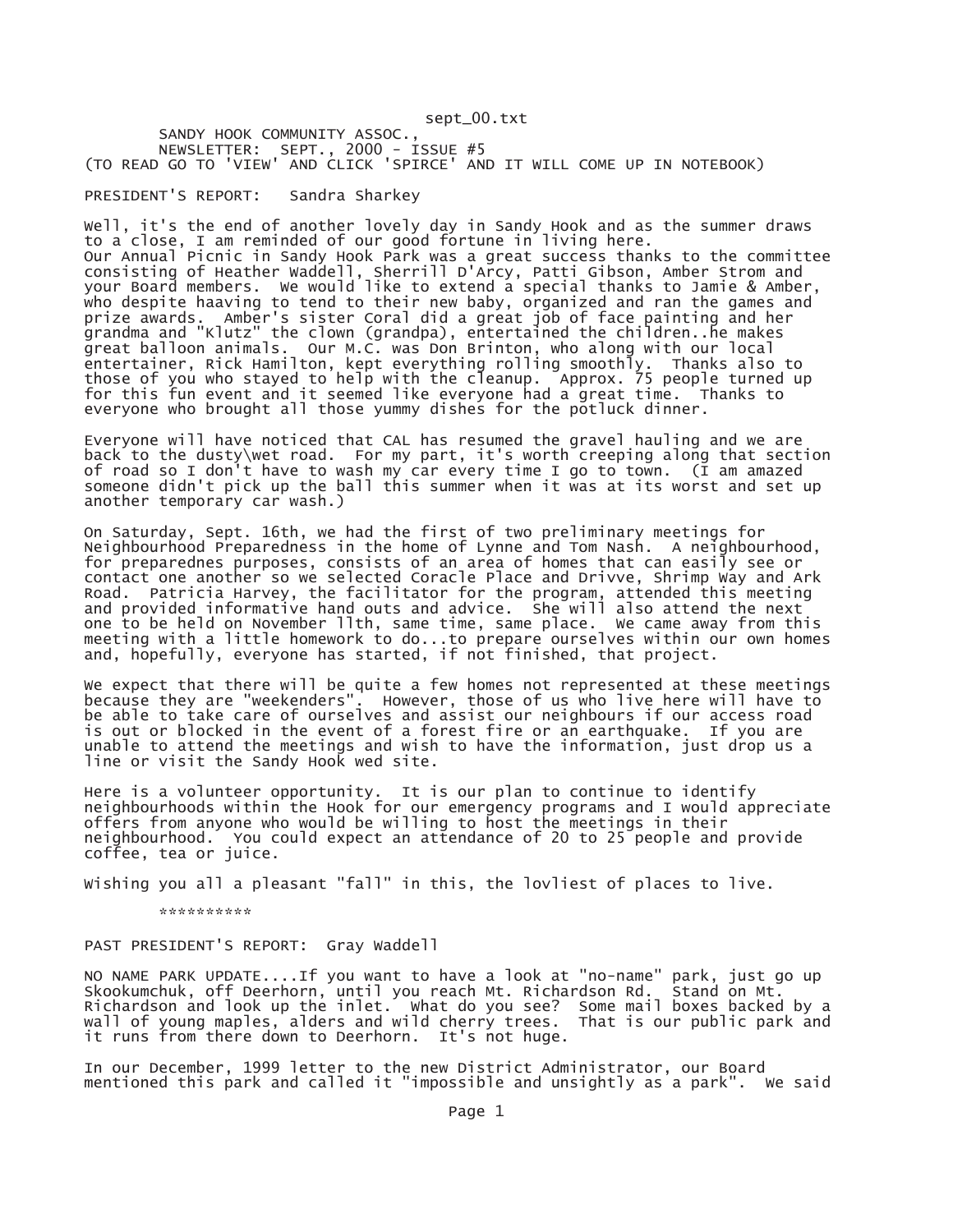SANDY HOOK COMMUNITY ASSOC.,
NEWSLETTER: SEPT., 2000 - ISSUE #5
(TO READ GO TO 'VIEW' AND CLICK 'SPIRCE' AND IT WILL COME UP IN NOTEBOOK)

PRESIDENT'S REPORT: Sandra Sharkey

Well, it's the end of another lovely day in Sandy Hook and as the summer draws to a close, I am reminded of our good fortune in living here.
Our Annual Picnic in Sandy Hook Park was a great success thanks to the committee consisting of Heather Waddell, Sherrill D'Arcy, Patti Gibson, Amber Strom and your Board members. We would like to extend a special thanks to Jamie & Amber, who despite haaving to tend to their new baby, organized and ran the games and prize awards. Amber's sister Coral did a great job of face painting and her grandma and "Klutz" the clown (grandpa), entertained the children..he makes great balloon animals. Our M.C. was Don Brinton, who along with our local entertainer, Rick Hamilton, kept everything rolling smoothly. Thanks also to those of you who stayed to help with the cleanup. Approx. 75 people turned up for this fun event and it seemed like everyone had a great time. Thanks to everyone who brought all those yummy dishes for the potluck dinner.

Everyone will have noticed that CAL has resumed the gravel hauling and we are back to the dusty\wet road. For my part, it's worth creeping along that section of road so I don't have to wash my car every time I go to town. (I am amazed someone didn't pick up the ball this summer when it was at its worst and set up another temporary car wash.)

On Saturday, Sept. 16th, we had the first of two preliminary meetings for Neighbourhood Preparedness in the home of Lynne and Tom Nash. A neighbourhood, for preparednes purposes, consists of an area of homes that can easily see or contact one another so we selected Coracle Place and Drivve, Shrimp Way and Ark Road. Patricia Harvey, the facilitator for the program, attended this meeting and provided informative hand outs and advice. She will also attend the next one to be held on November 11th, same time, same place. We came away from this meeting with a little homework to do...to prepare ourselves within our own homes and, hopefully, everyone has started, if not finished, that project.

We expect that there will be quite a few homes not represented at these meetings because they are "weekenders". However, those of us who live here will have to be able to take care of ourselves and assist our neighbours if our access road is out or blocked in the event of a forest fire or an earthquake. If you are unable to attend the meetings and wish to have the information, just drop us a line or visit the Sandy Hook wed site.

Here is a volunteer opportunity. It is our plan to continue to identify neighbourhoods within the Hook for our emergency programs and I would appreciate offers from anyone who would be willing to host the meetings in their neighbourhood. You could expect an attendance of 20 to 25 people and provide coffee, tea or juice.

Wishing you all a pleasant "fall" in this, the lovliest of places to live.

**********

PAST PRESIDENT'S REPORT: Gray Waddell

NO NAME PARK UPDATE....If you want to have a look at "no-name" park, just go up Skookumchuk, off Deerhorn, until you reach Mt. Richardson Rd. Stand on Mt. Richardson and look up the inlet. What do you see? Some mail boxes backed by a wall of young maples, alders and wild cherry trees. That is our public park and it runs from there down to Deerhorn. It's not huge.

In our December, 1999 letter to the new District Administrator, our Board mentioned this park and called it "impossible and unsightly as a park". We said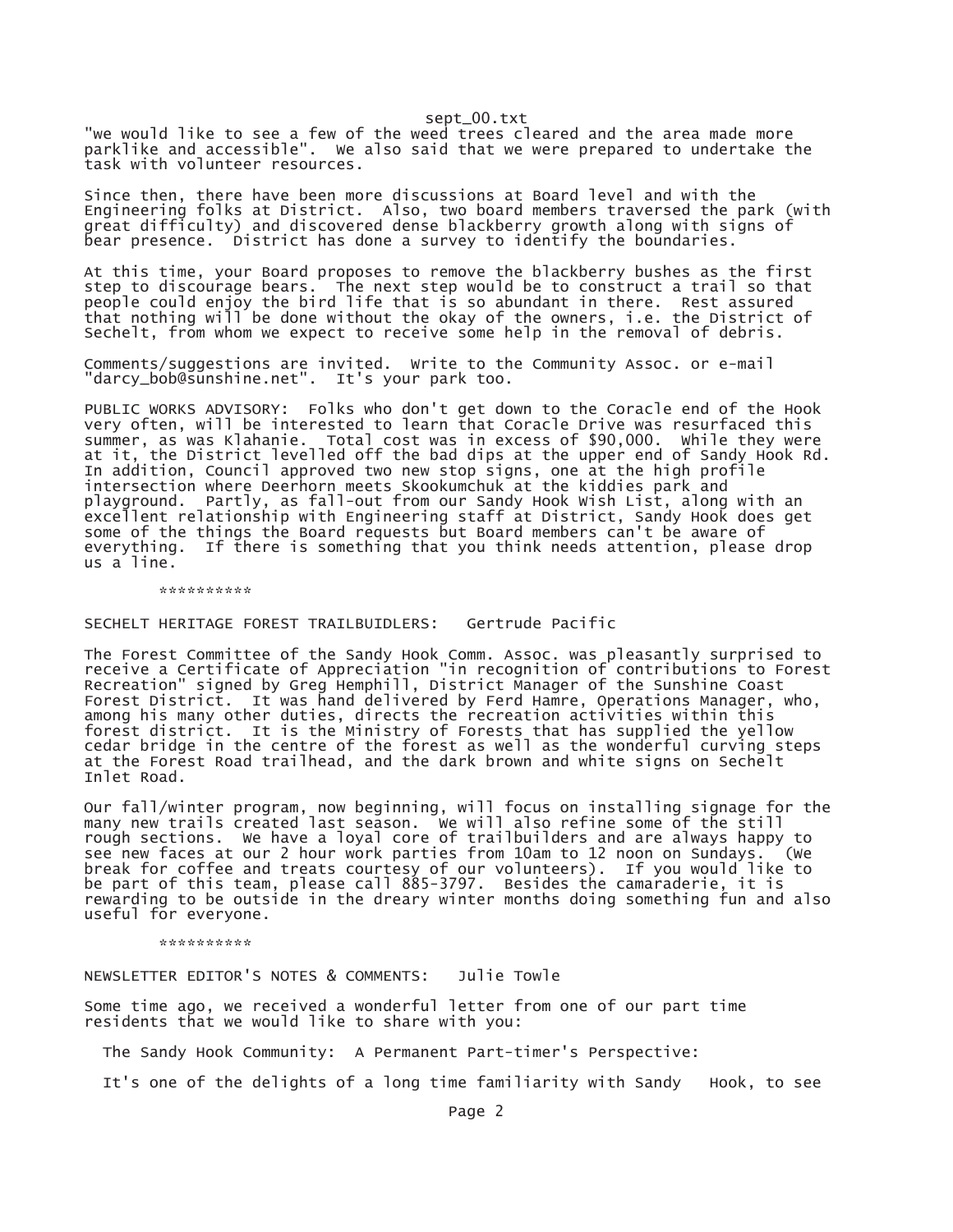"we would like to see a few of the weed trees cleared and the area made more parklike and accessible". We also said that we were prepared to undertake the task with volunteer resources.

Since then, there have been more discussions at Board level and with the Engineering folks at District. Also, two board members traversed the park (with great difficulty) and discovered dense blackberry growth along with signs of bear presence. District has done a survey to identify the boundaries.

At this time, your Board proposes to remove the blackberry bushes as the first step to discourage bears. The next step would be to construct a trail so that people could enjoy the bird life that is so abundant in there. Rest assured that nothing will be done without the okay of the owners, i.e. the District of Sechelt, from whom we expect to receive some help in the removal of debris.

Comments/suggestions are invited. Write to the Community Assoc. or e-mail "darcy_bob@sunshine.net". It's your park too.

PUBLIC WORKS ADVISORY: Folks who don't get down to the Coracle end of the Hook very often, will be interested to learn that Coracle Drive was resurfaced this summer, as was Klahanie. Total cost was in excess of $90,000. While they were at it, the District levelled off the bad dips at the upper end of Sandy Hook Rd. In addition, Council approved two new stop signs, one at the high profile intersection where Deerhorn meets Skookumchuk at the kiddies park and playground. Partly, as fall-out from our Sandy Hook Wish List, along with an excellent relationship with Engineering staff at District, Sandy Hook does get some of the things the Board requests but Board members can't be aware of everything. If there is something that you think needs attention, please drop us a line.

**********

SECHELT HERITAGE FOREST TRAILBUIDLERS: Gertrude Pacific

The Forest Committee of the Sandy Hook Comm. Assoc. was pleasantly surprised to receive a Certificate of Appreciation "in recognition of contributions to Forest Recreation" signed by Greg Hemphill, District Manager of the Sunshine Coast Forest District. It was hand delivered by Ferd Hamre, Operations Manager, who, among his many other duties, directs the recreation activities within this forest district. It is the Ministry of Forests that has supplied the yellow cedar bridge in the centre of the forest as well as the wonderful curving steps at the Forest Road trailhead, and the dark brown and white signs on Sechelt Inlet Road.

Our fall/winter program, now beginning, will focus on installing signage for the many new trails created last season. We will also refine some of the still rough sections. We have a loyal core of trailbuilders and are always happy to see new faces at our 2 hour work parties from 10am to 12 noon on Sundays. (We break for coffee and treats courtesy of our volunteers). If you would like to be part of this team, please call 885-3797. Besides the camaraderie, it is rewarding to be outside in the dreary winter months doing something fun and also useful for everyone.

**********

NEWSLETTER EDITOR'S NOTES & COMMENTS: Julie Towle

Some time ago, we received a wonderful letter from one of our part time residents that we would like to share with you:

The Sandy Hook Community: A Permanent Part-timer's Perspective:

It's one of the delights of a long time familiarity with Sandy Hook, to see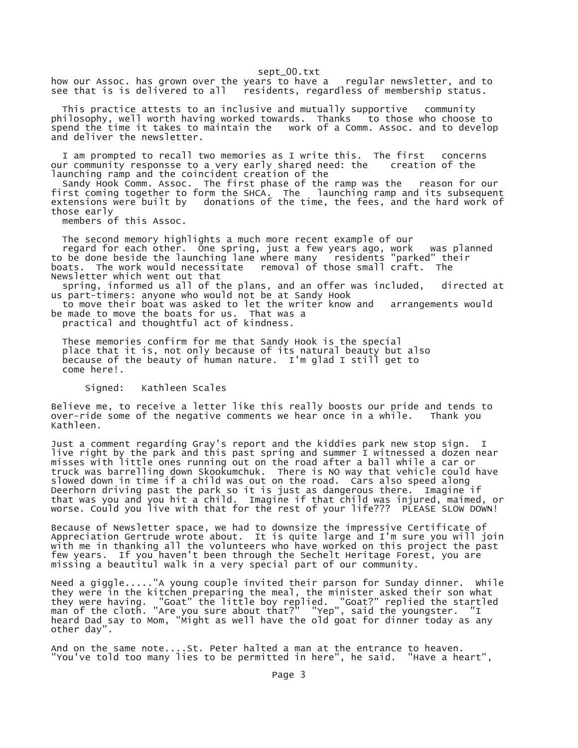how our Assoc. has grown over the years to have a regular newsletter, and to see that is is delivered to all residents, regardless of membership status.

This practice attests to an inclusive and mutually supportive community philosophy, well worth having worked towards. Thanks to those who choose to spend the time it takes to maintain the work of a Comm. Assoc. and to develop and deliver the newsletter.

I am prompted to recall two memories as I write this. The first concerns our community responsse to a very early shared need: the creation of the launching ramp and the coincident creation of the Sandy Hook Comm. Assoc. The first phase of the ramp was the reason for our first coming together to form the SHCA. The launching ramp and its subsequent extensions were built by donations of the time, the fees, and the hard work of those early members of this Assoc.

The second memory highlights a much more recent example of our regard for each other. One spring, just a few years ago, work was planned to be done beside the launching lane where many residents "parked" their boats. The work would necessitate removal of those small craft. The Newsletter which went out that spring, informed us all of the plans, and an offer was included, directed at us part-timers: anyone who would not be at Sandy Hook to move their boat was asked to let the writer know and arrangements would be made to move the boats for us. That was a practical and thoughtful act of kindness.

These memories confirm for me that Sandy Hook is the special place that it is, not only because of its natural beauty but also because of the beauty of human nature. I'm glad I still get to come here!.

Signed: Kathleen Scales

Believe me, to receive a letter like this really boosts our pride and tends to over-ride some of the negative comments we hear once in a while. Thank you Kathleen.

Just a comment regarding Gray's report and the kiddies park new stop sign. I live right by the park and this past spring and summer I witnessed a dozen near misses with little ones running out on the road after a ball while a car or truck was barrelling down Skookumchuk. There is NO way that vehicle could have slowed down in time if a child was out on the road. Cars also speed along Deerhorn driving past the park so it is just as dangerous there. Imagine if that was you and you hit a child. Imagine if that child was injured, maimed, or worse. Could you live with that for the rest of your life??? PLEASE SLOW DOWN!

Because of Newsletter space, we had to downsize the impressive Certificate of Appreciation Gertrude wrote about. It is quite large and I'm sure you will join with me in thanking all the volunteers who have worked on this project the past few years. If you haven't been through the Sechelt Heritage Forest, you are missing a beautitul walk in a very special part of our community.

Need a giggle....."A young couple invited their parson for Sunday dinner. While they were in the kitchen preparing the meal, the minister asked their son what they were having. "Goat" the little boy replied. "Goat?" replied the startled man of the cloth. "Are you sure about that?" "Yep", said the youngster. "I heard Dad say to Mom, "Might as well have the old goat for dinner today as any other day".

And on the same note....St. Peter halted a man at the entrance to heaven. "You've told too many lies to be permitted in here", he said. "Have a heart",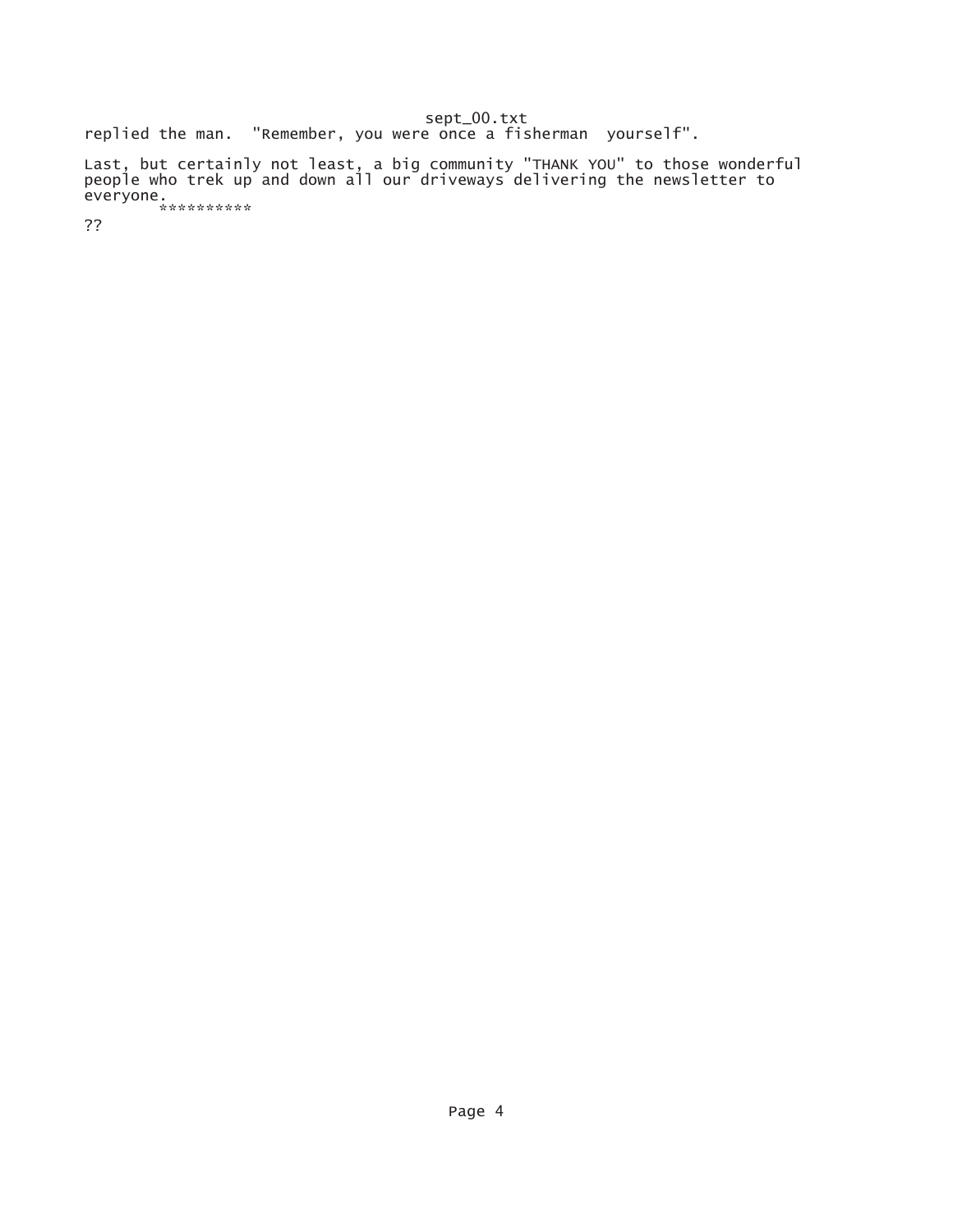replied the man.  "Remember, you were once a fisherman  yourself".

Last, but certainly not least, a big community "THANK YOU" to those wonderful people who trek up and down all our driveways delivering the newsletter to everyone.

**********

??